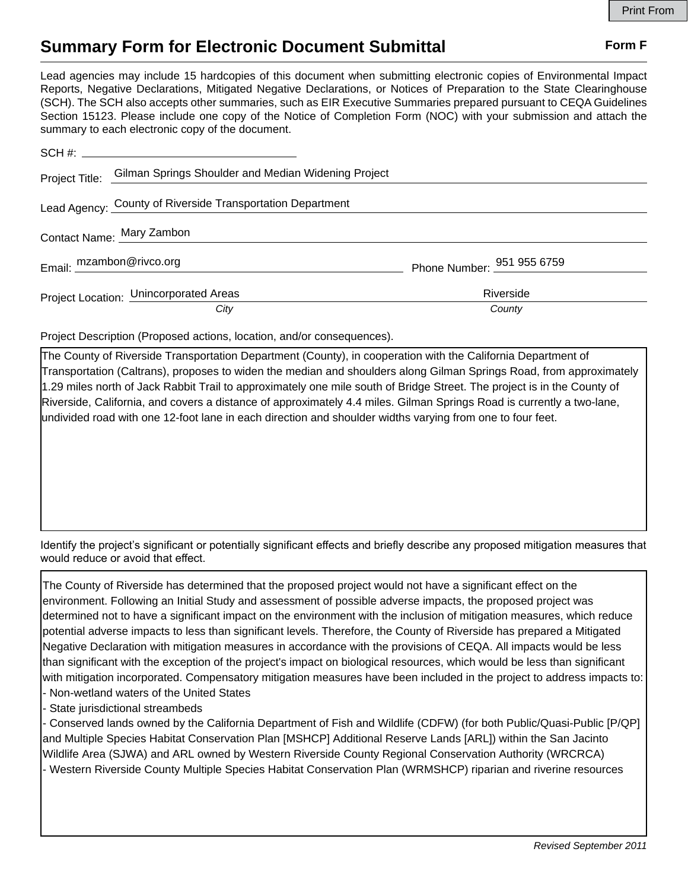# Summary Form for Electronic Document Submittal

**Form F**

Lead agencies may include 15 hardcopies of this document when submitting electronic copies of Environmental Impact Reports, Negative Declarations, Mitigated Negative Declarations, or Notices of Preparation to the State Clearinghouse (SCH). The SCH also accepts other summaries, such as EIR Executive Summaries prepared pursuant to CEQA Guidelines Section 15123. Please include one copy of the Notice of Completion Form (NOC) with your submission and attach the summary to each electronic copy of the document.

SCH #: 

Project Title: Gilman Springs Shoulder and Median Widening Project

Lead Agency: County of Riverside Transportation Department

Contact Name: Mary Zambon

Email: mzambon@rivco.org    Phone Number: 951 955 6759

Project Location: Unincorporated Areas (*City*)    Riverside (*County*)

Project Description (Proposed actions, location, and/or consequences).

The County of Riverside Transportation Department (County), in cooperation with the California Department of Transportation (Caltrans), proposes to widen the median and shoulders along Gilman Springs Road, from approximately 1.29 miles north of Jack Rabbit Trail to approximately one mile south of Bridge Street. The project is in the County of Riverside, California, and covers a distance of approximately 4.4 miles. Gilman Springs Road is currently a two-lane, undivided road with one 12-foot lane in each direction and shoulder widths varying from one to four feet.

Identify the project's significant or potentially significant effects and briefly describe any proposed mitigation measures that would reduce or avoid that effect.

The County of Riverside has determined that the proposed project would not have a significant effect on the environment. Following an Initial Study and assessment of possible adverse impacts, the proposed project was determined not to have a significant impact on the environment with the inclusion of mitigation measures, which reduce potential adverse impacts to less than significant levels. Therefore, the County of Riverside has prepared a Mitigated Negative Declaration with mitigation measures in accordance with the provisions of CEQA. All impacts would be less than significant with the exception of the project's impact on biological resources, which would be less than significant with mitigation incorporated. Compensatory mitigation measures have been included in the project to address impacts to:

- Non-wetland waters of the United States
- State jurisdictional streambeds
- Conserved lands owned by the California Department of Fish and Wildlife (CDFW) (for both Public/Quasi-Public [P/QP] and Multiple Species Habitat Conservation Plan [MSHCP] Additional Reserve Lands [ARL]) within the San Jacinto Wildlife Area (SJWA) and ARL owned by Western Riverside County Regional Conservation Authority (WRCRCA)
- Western Riverside County Multiple Species Habitat Conservation Plan (WRMSHCP) riparian and riverine resources

*Revised September 2011*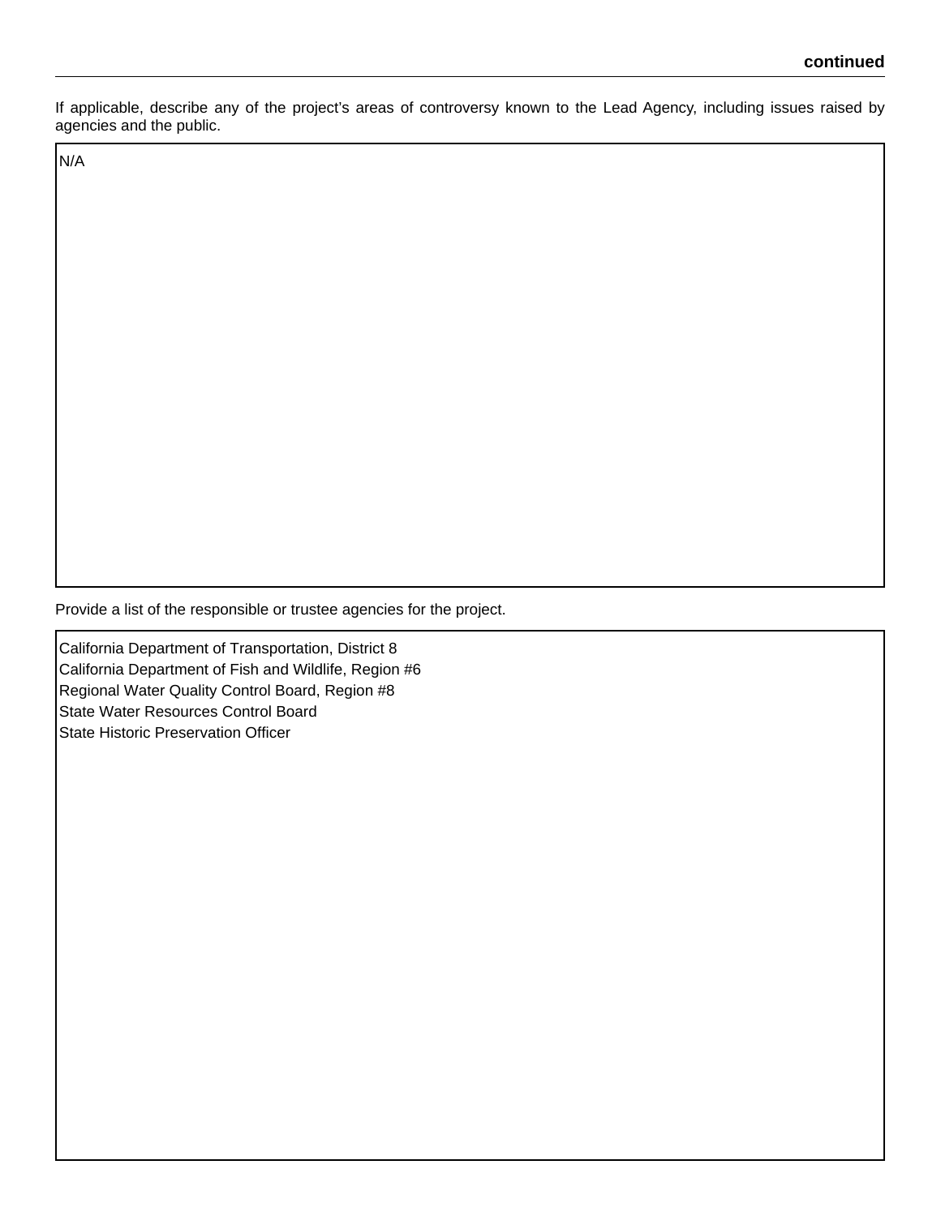**continued**

If applicable, describe any of the project's areas of controversy known to the Lead Agency, including issues raised by agencies and the public.

N/A

Provide a list of the responsible or trustee agencies for the project.

California Department of Transportation, District 8
California Department of Fish and Wildlife, Region #6
Regional Water Quality Control Board, Region #8
State Water Resources Control Board
State Historic Preservation Officer